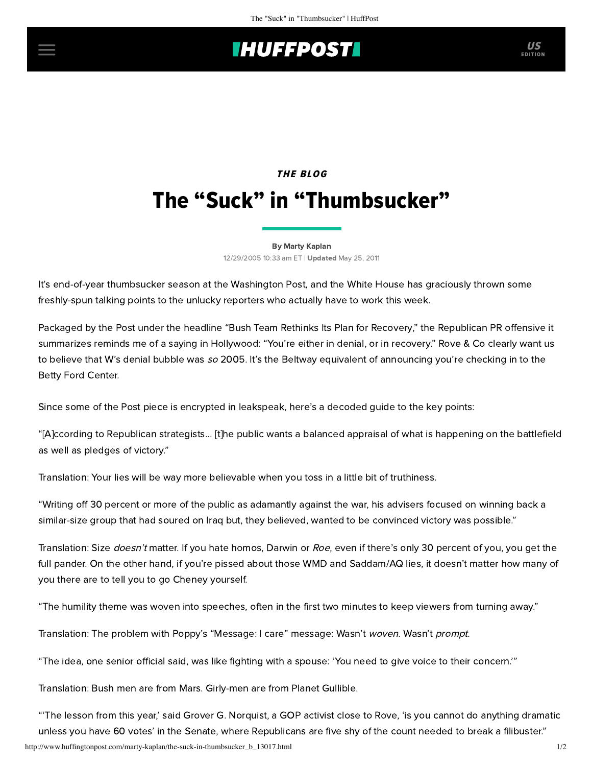***THE BLOG***

# The "Suck" in "Thumbsucker"

By Marty Kaplan

12/29/2005 10:33 am ET | **Updated** May 25, 2011

It's end-of-year thumbsucker season at the Washington Post, and the White House has graciously thrown some freshly-spun talking points to the unlucky reporters who actually have to work this week.

Packaged by the Post under the headline "Bush Team Rethinks Its Plan for Recovery," the Republican PR offensive it summarizes reminds me of a saying in Hollywood: "You're either in denial, or in recovery." Rove & Co clearly want us to believe that W's denial bubble was *so* 2005. It's the Beltway equivalent of announcing you're checking in to the Betty Ford Center.

Since some of the Post piece is encrypted in leakspeak, here's a decoded guide to the key points:

"[A]ccording to Republican strategists... [t]he public wants a balanced appraisal of what is happening on the battlefield as well as pledges of victory."

Translation: Your lies will be way more believable when you toss in a little bit of truthiness.

"Writing off 30 percent or more of the public as adamantly against the war, his advisers focused on winning back a similar-size group that had soured on Iraq but, they believed, wanted to be convinced victory was possible."

Translation: Size *doesn't* matter. If you hate homos, Darwin or *Roe*, even if there's only 30 percent of you, you get the full pander. On the other hand, if you're pissed about those WMD and Saddam/AQ lies, it doesn't matter how many of you there are to tell you to go Cheney yourself.

"The humility theme was woven into speeches, often in the first two minutes to keep viewers from turning away."

Translation: The problem with Poppy's "Message: I care" message: Wasn't *woven*. Wasn't *prompt*.

"The idea, one senior official said, was like fighting with a spouse: 'You need to give voice to their concern.'"

Translation: Bush men are from Mars. Girly-men are from Planet Gullible.

"'The lesson from this year,' said Grover G. Norquist, a GOP activist close to Rove, 'is you cannot do anything dramatic unless you have 60 votes' in the Senate, where Republicans are five shy of the count needed to break a filibuster."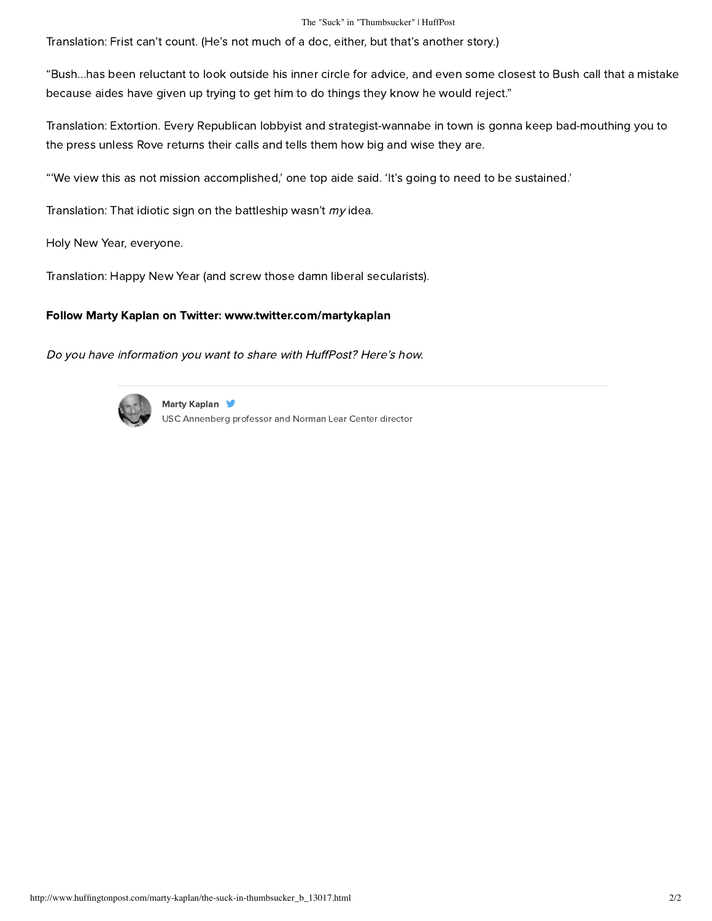Translation: Frist can't count. (He's not much of a doc, either, but that's another story.)

"Bush...has been reluctant to look outside his inner circle for advice, and even some closest to Bush call that a mistake because aides have given up trying to get him to do things they know he would reject."

Translation: Extortion. Every Republican lobbyist and strategist-wannabe in town is gonna keep bad-mouthing you to the press unless Rove returns their calls and tells them how big and wise they are.

"'We view this as not mission accomplished,' one top aide said. 'It's going to need to be sustained.'

Translation: That idiotic sign on the battleship wasn't *my* idea.

Holy New Year, everyone.

Translation: Happy New Year (and screw those damn liberal secularists).

**Follow Marty Kaplan on Twitter: www.twitter.com/martykaplan**

*Do you have information you want to share with HuffPost? Here's how.*

**Marty Kaplan**

USC Annenberg professor and Norman Lear Center director